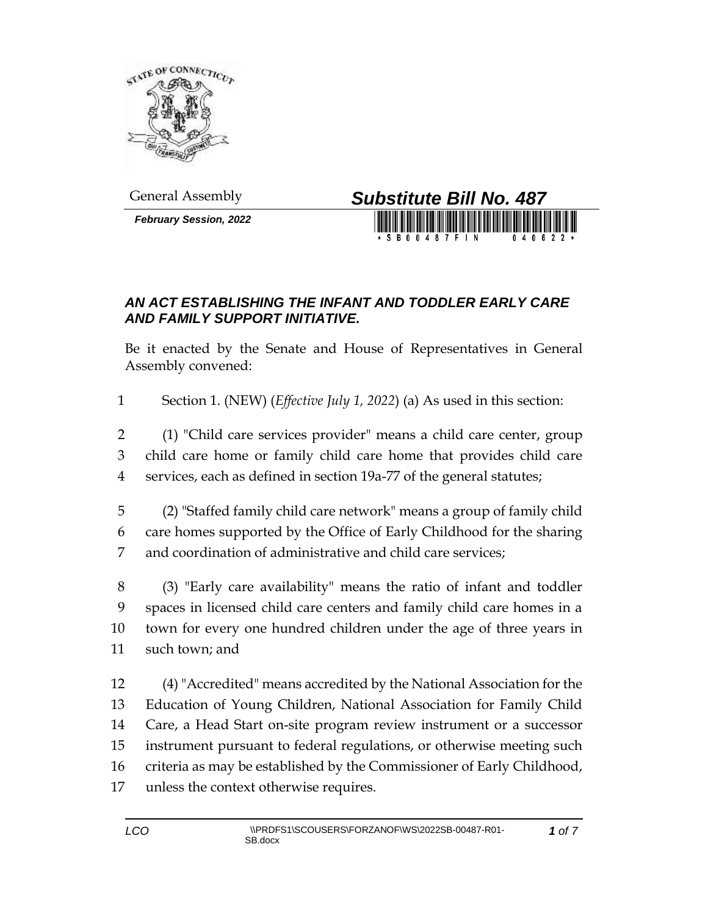General Assembly

***February Session, 2022***

# *Substitute Bill No. 487*

## *AN ACT ESTABLISHING THE INFANT AND TODDLER EARLY CARE AND FAMILY SUPPORT INITIATIVE.*

Be it enacted by the Senate and House of Representatives in General Assembly convened:

1 Section 1. (NEW) (*Effective July 1, 2022*) (a) As used in this section:

2 (1) "Child care services provider" means a child care center, group
3 child care home or family child care home that provides child care
4 services, each as defined in section 19a-77 of the general statutes;

5 (2) "Staffed family child care network" means a group of family child
6 care homes supported by the Office of Early Childhood for the sharing
7 and coordination of administrative and child care services;

8 (3) "Early care availability" means the ratio of infant and toddler
9 spaces in licensed child care centers and family child care homes in a
10 town for every one hundred children under the age of three years in
11 such town; and

12 (4) "Accredited" means accredited by the National Association for the
13 Education of Young Children, National Association for Family Child
14 Care, a Head Start on-site program review instrument or a successor
15 instrument pursuant to federal regulations, or otherwise meeting such
16 criteria as may be established by the Commissioner of Early Childhood,
17 unless the context otherwise requires.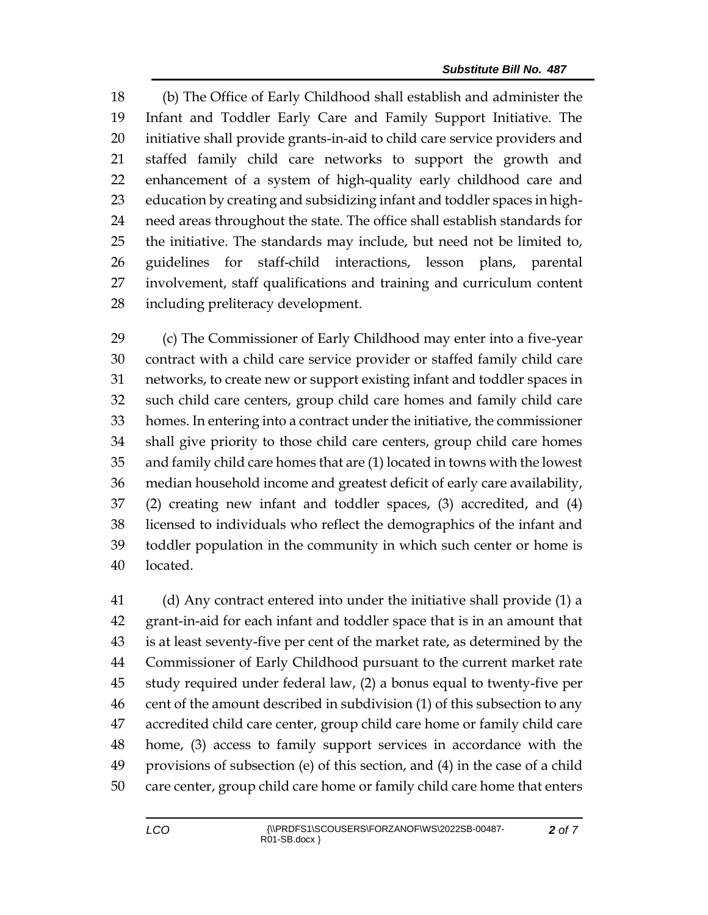(b) The Office of Early Childhood shall establish and administer the Infant and Toddler Early Care and Family Support Initiative. The initiative shall provide grants-in-aid to child care service providers and staffed family child care networks to support the growth and enhancement of a system of high-quality early childhood care and education by creating and subsidizing infant and toddler spaces in high-need areas throughout the state. The office shall establish standards for the initiative. The standards may include, but need not be limited to, guidelines for staff-child interactions, lesson plans, parental involvement, staff qualifications and training and curriculum content including preliteracy development.

(c) The Commissioner of Early Childhood may enter into a five-year contract with a child care service provider or staffed family child care networks, to create new or support existing infant and toddler spaces in such child care centers, group child care homes and family child care homes. In entering into a contract under the initiative, the commissioner shall give priority to those child care centers, group child care homes and family child care homes that are (1) located in towns with the lowest median household income and greatest deficit of early care availability, (2) creating new infant and toddler spaces, (3) accredited, and (4) licensed to individuals who reflect the demographics of the infant and toddler population in the community in which such center or home is located.

(d) Any contract entered into under the initiative shall provide (1) a grant-in-aid for each infant and toddler space that is in an amount that is at least seventy-five per cent of the market rate, as determined by the Commissioner of Early Childhood pursuant to the current market rate study required under federal law, (2) a bonus equal to twenty-five per cent of the amount described in subdivision (1) of this subsection to any accredited child care center, group child care home or family child care home, (3) access to family support services in accordance with the provisions of subsection (e) of this section, and (4) in the case of a child care center, group child care home or family child care home that enters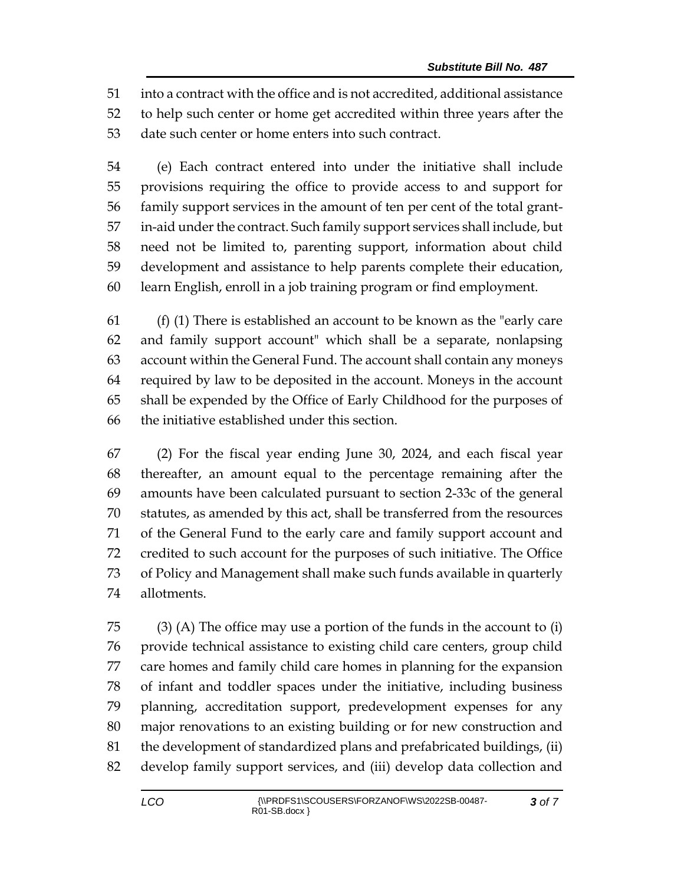into a contract with the office and is not accredited, additional assistance to help such center or home get accredited within three years after the date such center or home enters into such contract.

(e) Each contract entered into under the initiative shall include provisions requiring the office to provide access to and support for family support services in the amount of ten per cent of the total grant-in-aid under the contract. Such family support services shall include, but need not be limited to, parenting support, information about child development and assistance to help parents complete their education, learn English, enroll in a job training program or find employment.

(f) (1) There is established an account to be known as the "early care and family support account" which shall be a separate, nonlapsing account within the General Fund. The account shall contain any moneys required by law to be deposited in the account. Moneys in the account shall be expended by the Office of Early Childhood for the purposes of the initiative established under this section.

(2) For the fiscal year ending June 30, 2024, and each fiscal year thereafter, an amount equal to the percentage remaining after the amounts have been calculated pursuant to section 2-33c of the general statutes, as amended by this act, shall be transferred from the resources of the General Fund to the early care and family support account and credited to such account for the purposes of such initiative. The Office of Policy and Management shall make such funds available in quarterly allotments.

(3) (A) The office may use a portion of the funds in the account to (i) provide technical assistance to existing child care centers, group child care homes and family child care homes in planning for the expansion of infant and toddler spaces under the initiative, including business planning, accreditation support, predevelopment expenses for any major renovations to an existing building or for new construction and the development of standardized plans and prefabricated buildings, (ii) develop family support services, and (iii) develop data collection and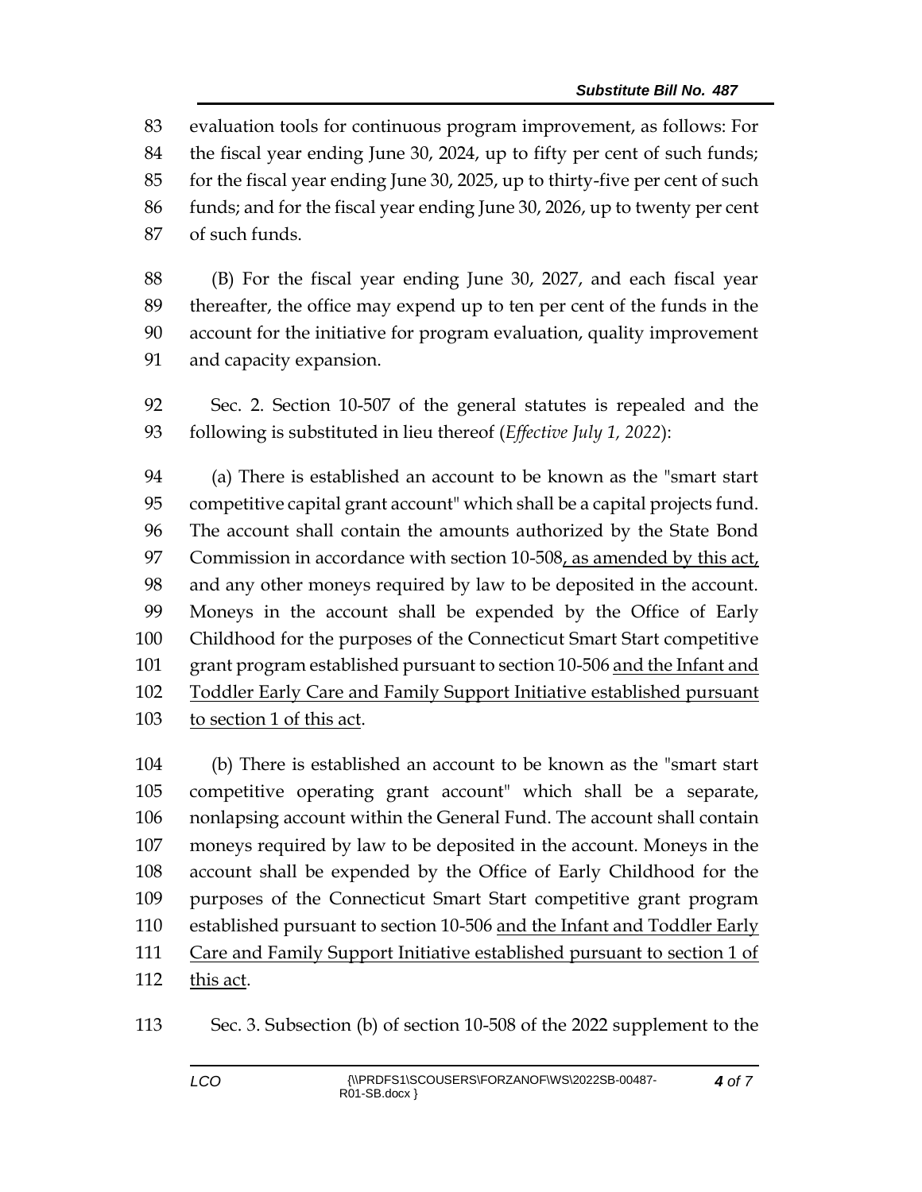evaluation tools for continuous program improvement, as follows: For the fiscal year ending June 30, 2024, up to fifty per cent of such funds; for the fiscal year ending June 30, 2025, up to thirty-five per cent of such funds; and for the fiscal year ending June 30, 2026, up to twenty per cent of such funds.

(B) For the fiscal year ending June 30, 2027, and each fiscal year thereafter, the office may expend up to ten per cent of the funds in the account for the initiative for program evaluation, quality improvement and capacity expansion.

Sec. 2. Section 10-507 of the general statutes is repealed and the following is substituted in lieu thereof (*Effective July 1, 2022*):

(a) There is established an account to be known as the "smart start competitive capital grant account" which shall be a capital projects fund. The account shall contain the amounts authorized by the State Bond Commission in accordance with section 10-508<u>, as amended by this act,</u> and any other moneys required by law to be deposited in the account. Moneys in the account shall be expended by the Office of Early Childhood for the purposes of the Connecticut Smart Start competitive grant program established pursuant to section 10-506 <u>and the Infant and Toddler Early Care and Family Support Initiative established pursuant to section 1 of this act</u>.

(b) There is established an account to be known as the "smart start competitive operating grant account" which shall be a separate, nonlapsing account within the General Fund. The account shall contain moneys required by law to be deposited in the account. Moneys in the account shall be expended by the Office of Early Childhood for the purposes of the Connecticut Smart Start competitive grant program established pursuant to section 10-506 <u>and the Infant and Toddler Early Care and Family Support Initiative established pursuant to section 1 of this act</u>.

Sec. 3. Subsection (b) of section 10-508 of the 2022 supplement to the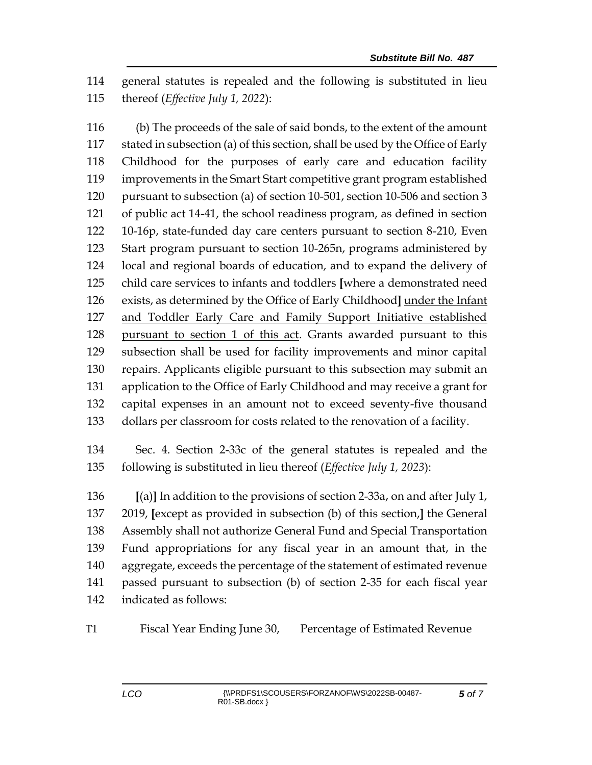114 general statutes is repealed and the following is substituted in lieu
115 thereof (*Effective July 1, 2022*):

116 (b) The proceeds of the sale of said bonds, to the extent of the amount
117 stated in subsection (a) of this section, shall be used by the Office of Early
118 Childhood for the purposes of early care and education facility
119 improvements in the Smart Start competitive grant program established
120 pursuant to subsection (a) of section 10-501, section 10-506 and section 3
121 of public act 14-41, the school readiness program, as defined in section
122 10-16p, state-funded day care centers pursuant to section 8-210, Even
123 Start program pursuant to section 10-265n, programs administered by
124 local and regional boards of education, and to expand the delivery of
125 child care services to infants and toddlers **[**where a demonstrated need
126 exists, as determined by the Office of Early Childhood**]** <u>under the Infant</u>
127 <u>and Toddler Early Care and Family Support Initiative established</u>
128 <u>pursuant to section 1 of this act</u>. Grants awarded pursuant to this
129 subsection shall be used for facility improvements and minor capital
130 repairs. Applicants eligible pursuant to this subsection may submit an
131 application to the Office of Early Childhood and may receive a grant for
132 capital expenses in an amount not to exceed seventy-five thousand
133 dollars per classroom for costs related to the renovation of a facility.

134 Sec. 4. Section 2-33c of the general statutes is repealed and the
135 following is substituted in lieu thereof (*Effective July 1, 2023*):

136 **[**(a)**]** In addition to the provisions of section 2-33a, on and after July 1,
137 2019, **[**except as provided in subsection (b) of this section,**]** the General
138 Assembly shall not authorize General Fund and Special Transportation
139 Fund appropriations for any fiscal year in an amount that, in the
140 aggregate, exceeds the percentage of the statement of estimated revenue
141 passed pursuant to subsection (b) of section 2-35 for each fiscal year
142 indicated as follows:

| T1 | Fiscal Year Ending June 30, | Percentage of Estimated Revenue |
|---|---|---|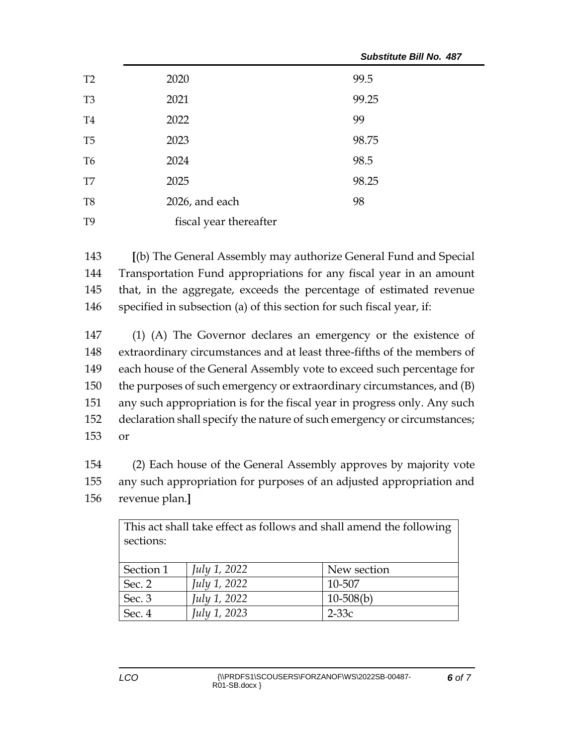| | | |
|---|---|---|
| T2 | 2020 | 99.5 |
| T3 | 2021 | 99.25 |
| T4 | 2022 | 99 |
| T5 | 2023 | 98.75 |
| T6 | 2024 | 98.5 |
| T7 | 2025 | 98.25 |
| T8 | 2026, and each | 98 |
| T9 | fiscal year thereafter | |

143 [(b) The General Assembly may authorize General Fund and Special 144 Transportation Fund appropriations for any fiscal year in an amount 145 that, in the aggregate, exceeds the percentage of estimated revenue 146 specified in subsection (a) of this section for such fiscal year, if:

147 (1) (A) The Governor declares an emergency or the existence of 148 extraordinary circumstances and at least three-fifths of the members of 149 each house of the General Assembly vote to exceed such percentage for 150 the purposes of such emergency or extraordinary circumstances, and (B) 151 any such appropriation is for the fiscal year in progress only. Any such 152 declaration shall specify the nature of such emergency or circumstances; 153 or

154 (2) Each house of the General Assembly approves by majority vote 155 any such appropriation for purposes of an adjusted appropriation and 156 revenue plan.]

| This act shall take effect as follows and shall amend the following sections: | | |
|---|---|---|
| Section 1 | *July 1, 2022* | New section |
| Sec. 2 | *July 1, 2022* | 10-507 |
| Sec. 3 | *July 1, 2022* | 10-508(b) |
| Sec. 4 | *July 1, 2023* | 2-33c |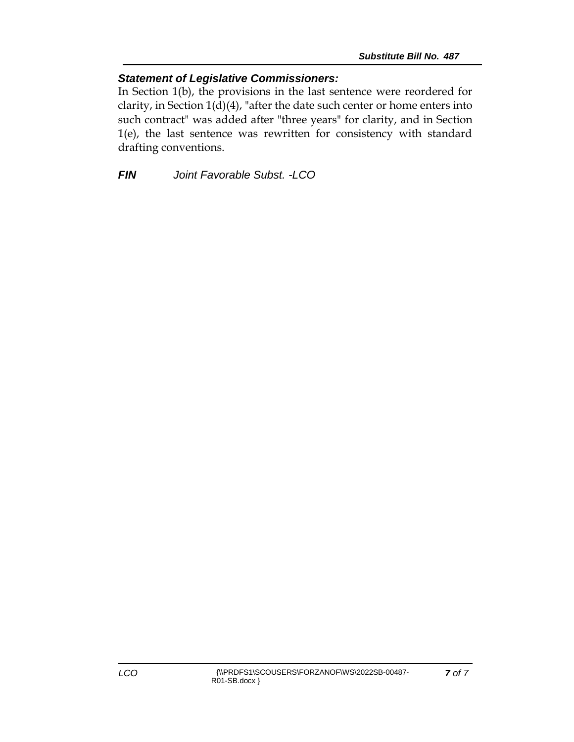### *Statement of Legislative Commissioners:*

In Section 1(b), the provisions in the last sentence were reordered for clarity, in Section 1(d)(4), "after the date such center or home enters into such contract" was added after "three years" for clarity, and in Section 1(e), the last sentence was rewritten for consistency with standard drafting conventions.

***FIN*** *Joint Favorable Subst. -LCO*